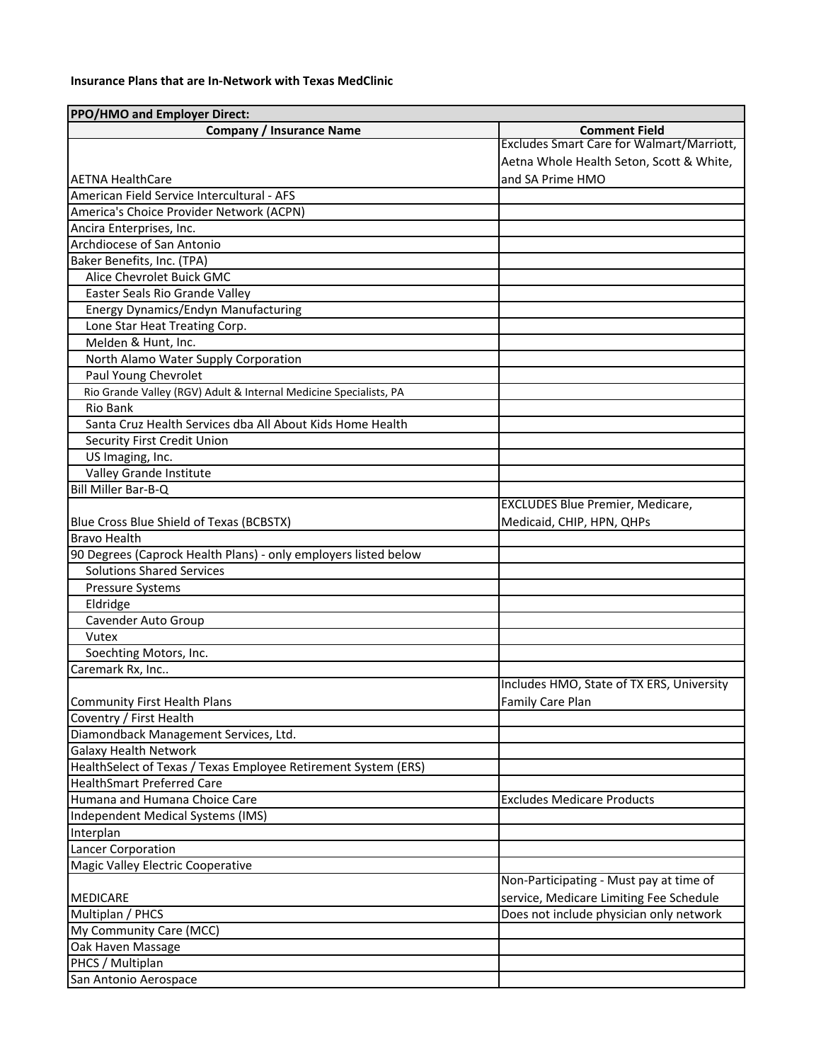**Insurance Plans that are In-Network with Texas MedClinic**

| PPO/HMO and Employer Direct: | |
|---|---|
| **Company / Insurance Name** | **Comment Field** |
| AETNA HealthCare | Excludes Smart Care for Walmart/Marriott, Aetna Whole Health Seton, Scott & White, and SA Prime HMO |
| American Field Service Intercultural - AFS | |
| America's Choice Provider Network (ACPN) | |
| Ancira Enterprises, Inc. | |
| Archdiocese of San Antonio | |
| Baker Benefits, Inc. (TPA) | |
| Alice Chevrolet Buick GMC | |
| Easter Seals Rio Grande Valley | |
| Energy Dynamics/Endyn Manufacturing | |
| Lone Star Heat Treating Corp. | |
| Melden & Hunt, Inc. | |
| North Alamo Water Supply Corporation | |
| Paul Young Chevrolet | |
| Rio Grande Valley (RGV) Adult & Internal Medicine Specialists, PA | |
| Rio Bank | |
| Santa Cruz Health Services dba All About Kids Home Health | |
| Security First Credit Union | |
| US Imaging, Inc. | |
| Valley Grande Institute | |
| Bill Miller Bar-B-Q | |
| Blue Cross Blue Shield of Texas (BCBSTX) | EXCLUDES Blue Premier, Medicare, Medicaid, CHIP, HPN, QHPs |
| Bravo Health | |
| 90 Degrees (Caprock Health Plans) - only employers listed below | |
| Solutions Shared Services | |
| Pressure Systems | |
| Eldridge | |
| Cavender Auto Group | |
| Vutex | |
| Soechting Motors, Inc. | |
| Caremark Rx, Inc.. | |
| Community First Health Plans | Includes HMO, State of TX ERS, University Family Care Plan |
| Coventry / First Health | |
| Diamondback Management Services, Ltd. | |
| Galaxy Health Network | |
| HealthSelect of Texas / Texas Employee Retirement System (ERS) | |
| HealthSmart Preferred Care | |
| Humana and Humana Choice Care | Excludes Medicare Products |
| Independent Medical Systems (IMS) | |
| Interplan | |
| Lancer Corporation | |
| Magic Valley Electric Cooperative | |
| MEDICARE | Non-Participating - Must pay at time of service, Medicare Limiting Fee Schedule |
| Multiplan / PHCS | Does not include physician only network |
| My Community Care (MCC) | |
| Oak Haven Massage | |
| PHCS / Multiplan | |
| San Antonio Aerospace | |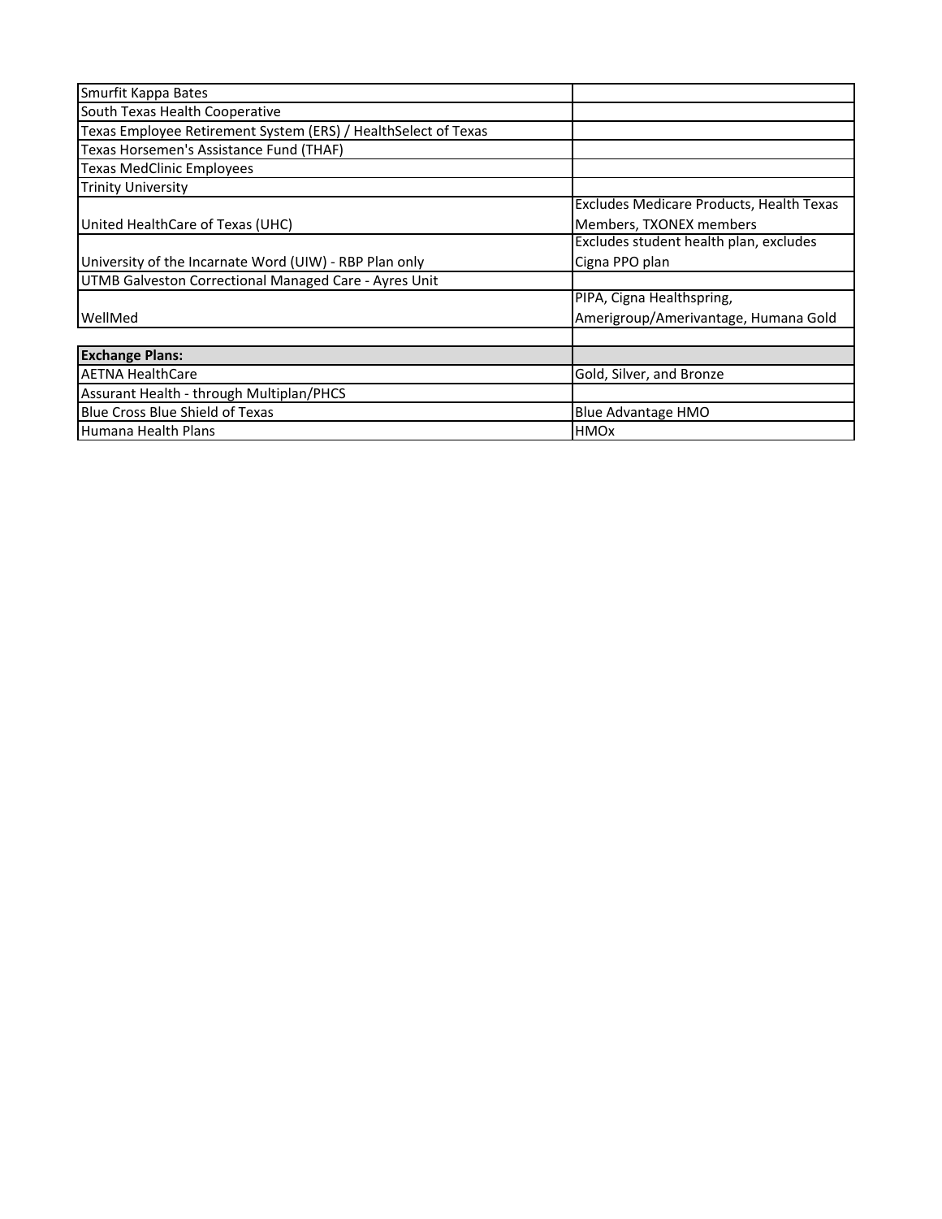| | |
|---|---|
| Smurfit Kappa Bates | |
| South Texas Health Cooperative | |
| Texas Employee Retirement System (ERS) / HealthSelect of Texas | |
| Texas Horsemen's Assistance Fund (THAF) | |
| Texas MedClinic Employees | |
| Trinity University | |
| United HealthCare of Texas (UHC) | Excludes Medicare Products, Health Texas Members, TXONEX members |
| University of the Incarnate Word (UIW) - RBP Plan only | Excludes student health plan, excludes Cigna PPO plan |
| UTMB Galveston Correctional Managed Care - Ayres Unit | |
| WellMed | PIPA, Cigna Healthspring, Amerigroup/Amerivantage, Humana Gold |
| | |
| **Exchange Plans:** | |
| AETNA HealthCare | Gold, Silver, and Bronze |
| Assurant Health - through Multiplan/PHCS | |
| Blue Cross Blue Shield of Texas | Blue Advantage HMO |
| Humana Health Plans | HMOx |